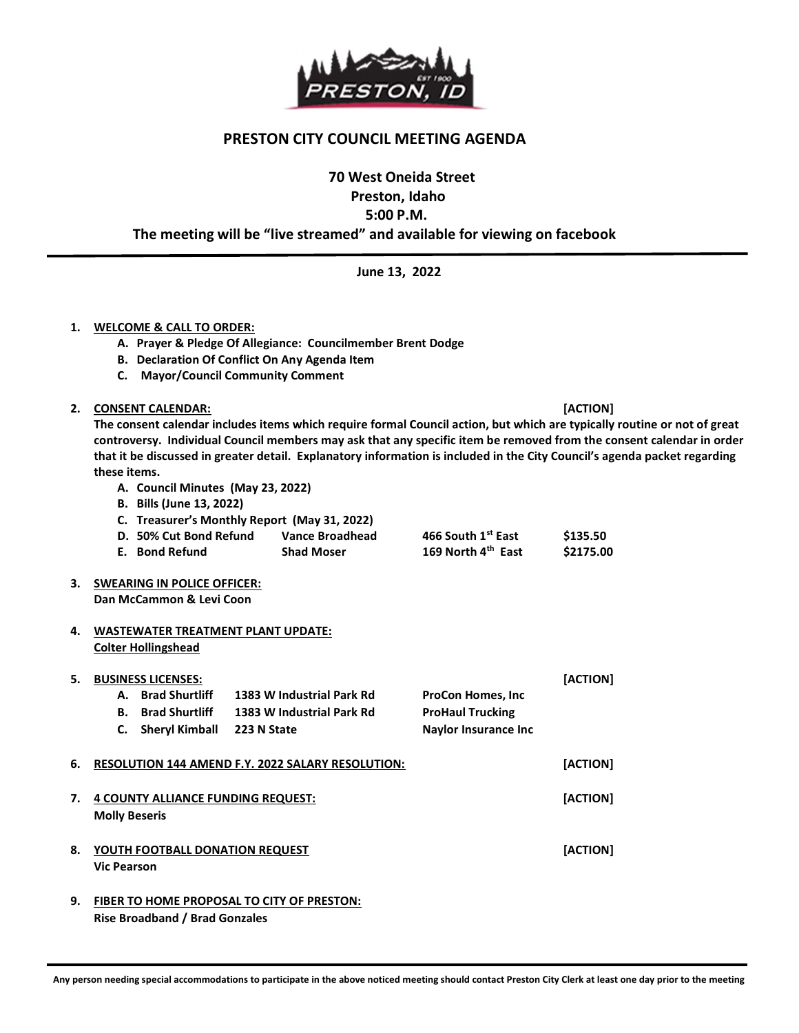# PRESTON CITY COUNCIL MEETING AGENDA

**70 West Oneida Street**
**Preston, Idaho**
**5:00 P.M.**
**The meeting will be "live streamed" and available for viewing on facebook**

**June 13, 2022**

1. **WELCOME & CALL TO ORDER:**
   - A. **Prayer & Pledge Of Allegiance: Councilmember Brent Dodge**
   - B. **Declaration Of Conflict On Any Agenda Item**
   - C. **Mayor/Council Community Comment**

2. **CONSENT CALENDAR:** **[ACTION]**
   **The consent calendar includes items which require formal Council action, but which are typically routine or not of great controversy. Individual Council members may ask that any specific item be removed from the consent calendar in order that it be discussed in greater detail. Explanatory information is included in the City Council's agenda packet regarding these items.**
   - A. **Council Minutes (May 23, 2022)**
   - B. **Bills (June 13, 2022)**
   - C. **Treasurer's Monthly Report (May 31, 2022)**
   - D. **50% Cut Bond Refund — Vance Broadhead — 466 South 1st East — $135.50**
   - E. **Bond Refund — Shad Moser — 169 North 4th East — $2175.00**

3. **SWEARING IN POLICE OFFICER:**
   **Dan McCammon & Levi Coon**

4. **WASTEWATER TREATMENT PLANT UPDATE:**
   **Colter Hollingshead**

5. **BUSINESS LICENSES:** **[ACTION]**
   - A. **Brad Shurtliff — 1383 W Industrial Park Rd — ProCon Homes, Inc**
   - B. **Brad Shurtliff — 1383 W Industrial Park Rd — ProHaul Trucking**
   - C. **Sheryl Kimball — 223 N State — Naylor Insurance Inc**

6. **RESOLUTION 144 AMEND F.Y. 2022 SALARY RESOLUTION:** **[ACTION]**

7. **4 COUNTY ALLIANCE FUNDING REQUEST:** **[ACTION]**
   **Molly Beseris**

8. **YOUTH FOOTBALL DONATION REQUEST** **[ACTION]**
   **Vic Pearson**

9. **FIBER TO HOME PROPOSAL TO CITY OF PRESTON:**
   **Rise Broadband / Brad Gonzales**

**Any person needing special accommodations to participate in the above noticed meeting should contact Preston City Clerk at least one day prior to the meeting**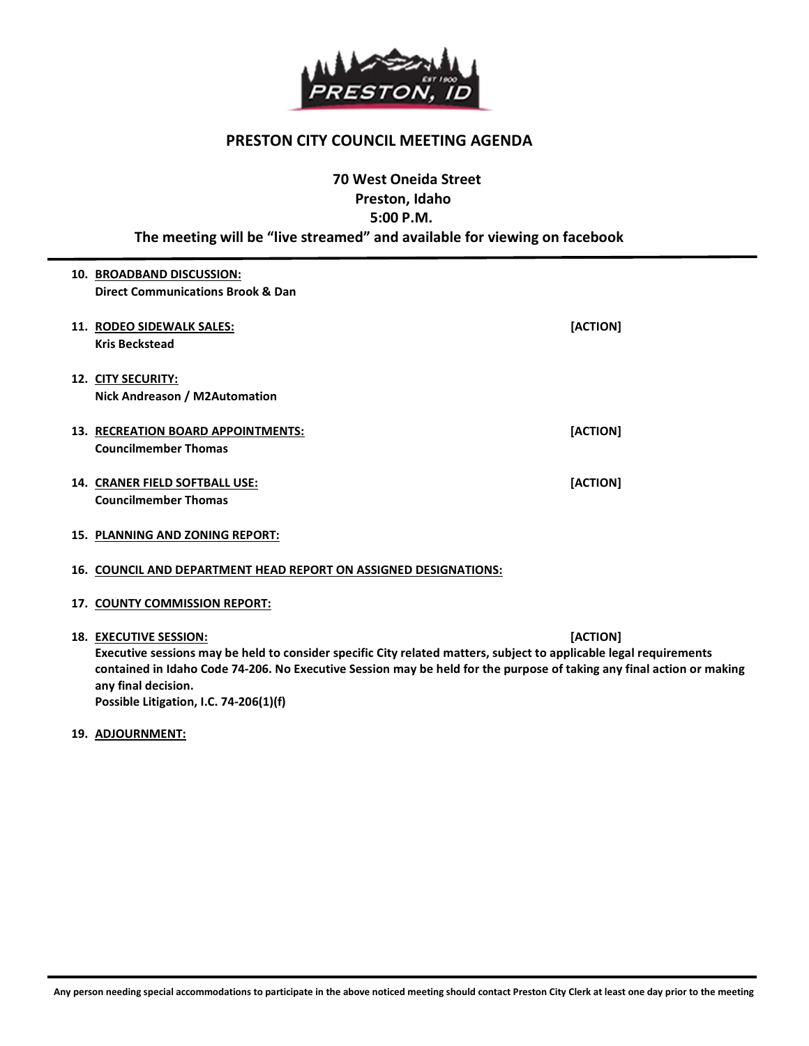## PRESTON CITY COUNCIL MEETING AGENDA

**70 West Oneida Street**
**Preston, Idaho**
**5:00 P.M.**
**The meeting will be "live streamed" and available for viewing on facebook**

10. **BROADBAND DISCUSSION:**
    **Direct Communications Brook & Dan**

11. **RODEO SIDEWALK SALES:** **[ACTION]**
    **Kris Beckstead**

12. **CITY SECURITY:**
    **Nick Andreason / M2Automation**

13. **RECREATION BOARD APPOINTMENTS:** **[ACTION]**
    **Councilmember Thomas**

14. **CRANER FIELD SOFTBALL USE:** **[ACTION]**
    **Councilmember Thomas**

15. **PLANNING AND ZONING REPORT:**

16. **COUNCIL AND DEPARTMENT HEAD REPORT ON ASSIGNED DESIGNATIONS:**

17. **COUNTY COMMISSION REPORT:**

18. **EXECUTIVE SESSION:** **[ACTION]**
    **Executive sessions may be held to consider specific City related matters, subject to applicable legal requirements contained in Idaho Code 74-206. No Executive Session may be held for the purpose of taking any final action or making any final decision.**
    **Possible Litigation, I.C. 74-206(1)(f)**

19. **ADJOURNMENT:**

**Any person needing special accommodations to participate in the above noticed meeting should contact Preston City Clerk at least one day prior to the meeting**